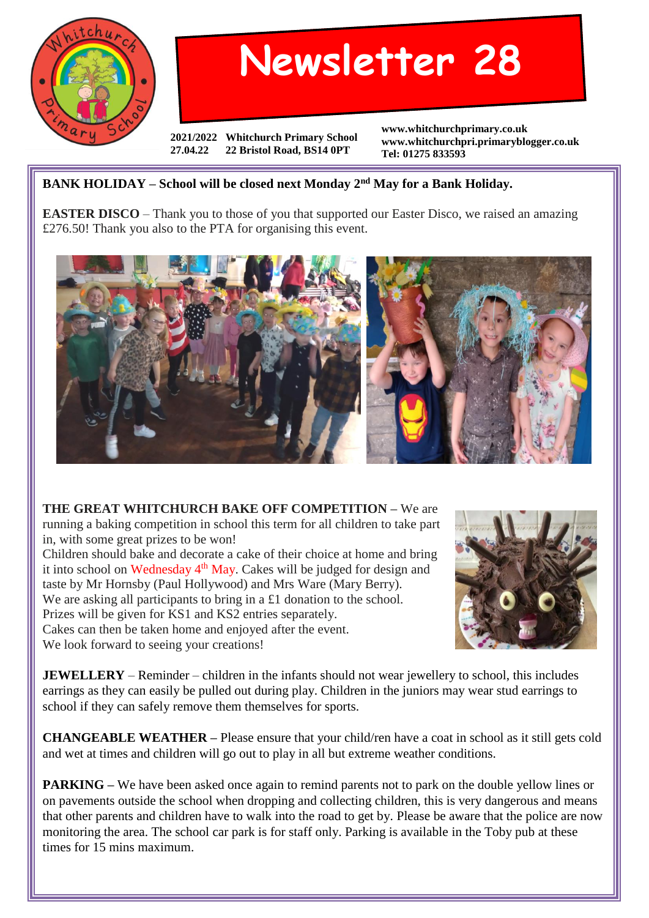# Newsletter 28

**2021/2022** **Whitchurch Primary School**
**27.04.22** **22 Bristol Road, BS14 0PT**

**www.whitchurchprimary.co.uk**
**www.whitchurchpri.primaryblogger.co.uk**
**Tel: 01275 833593**

**BANK HOLIDAY – School will be closed next Monday 2nd May for a Bank Holiday.**

**EASTER DISCO** – Thank you to those of you that supported our Easter Disco, we raised an amazing £276.50! Thank you also to the PTA for organising this event.

**THE GREAT WHITCHURCH BAKE OFF COMPETITION –** We are running a baking competition in school this term for all children to take part in, with some great prizes to be won!
Children should bake and decorate a cake of their choice at home and bring it into school on Wednesday 4th May. Cakes will be judged for design and taste by Mr Hornsby (Paul Hollywood) and Mrs Ware (Mary Berry).
We are asking all participants to bring in a £1 donation to the school.
Prizes will be given for KS1 and KS2 entries separately.
Cakes can then be taken home and enjoyed after the event.
We look forward to seeing your creations!

**JEWELLERY** – Reminder – children in the infants should not wear jewellery to school, this includes earrings as they can easily be pulled out during play. Children in the juniors may wear stud earrings to school if they can safely remove them themselves for sports.

**CHANGEABLE WEATHER –** Please ensure that your child/ren have a coat in school as it still gets cold and wet at times and children will go out to play in all but extreme weather conditions.

**PARKING –** We have been asked once again to remind parents not to park on the double yellow lines or on pavements outside the school when dropping and collecting children, this is very dangerous and means that other parents and children have to walk into the road to get by. Please be aware that the police are now monitoring the area. The school car park is for staff only. Parking is available in the Toby pub at these times for 15 mins maximum.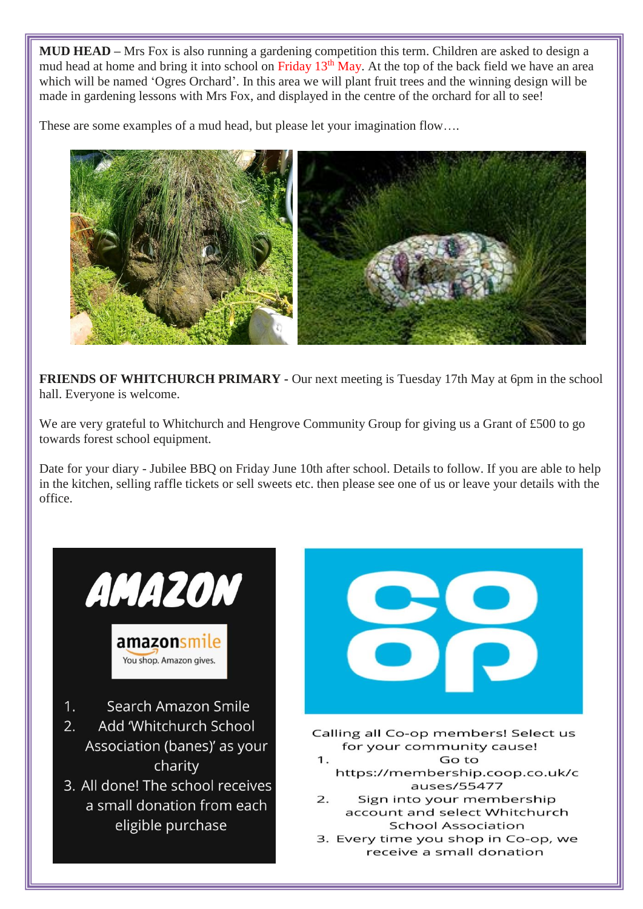**MUD HEAD –** Mrs Fox is also running a gardening competition this term. Children are asked to design a mud head at home and bring it into school on Friday 13th May. At the top of the back field we have an area which will be named 'Ogres Orchard'. In this area we will plant fruit trees and the winning design will be made in gardening lessons with Mrs Fox, and displayed in the centre of the orchard for all to see!

These are some examples of a mud head, but please let your imagination flow….

**FRIENDS OF WHITCHURCH PRIMARY -** Our next meeting is Tuesday 17th May at 6pm in the school hall. Everyone is welcome.

We are very grateful to Whitchurch and Hengrove Community Group for giving us a Grant of £500 to go towards forest school equipment.

Date for your diary - Jubilee BBQ on Friday June 10th after school. Details to follow. If you are able to help in the kitchen, selling raffle tickets or sell sweets etc. then please see one of us or leave your details with the office.

**AMAZON**

amazonsmile
You shop. Amazon gives.

1. Search Amazon Smile
2. Add 'Whitchurch School Association (banes)' as your charity
3. All done! The school receives a small donation from each eligible purchase

**co op**

Calling all Co-op members! Select us for your community cause!

1. Go to https://membership.coop.co.uk/causes/55477
2. Sign into your membership account and select Whitchurch School Association
3. Every time you shop in Co-op, we receive a small donation